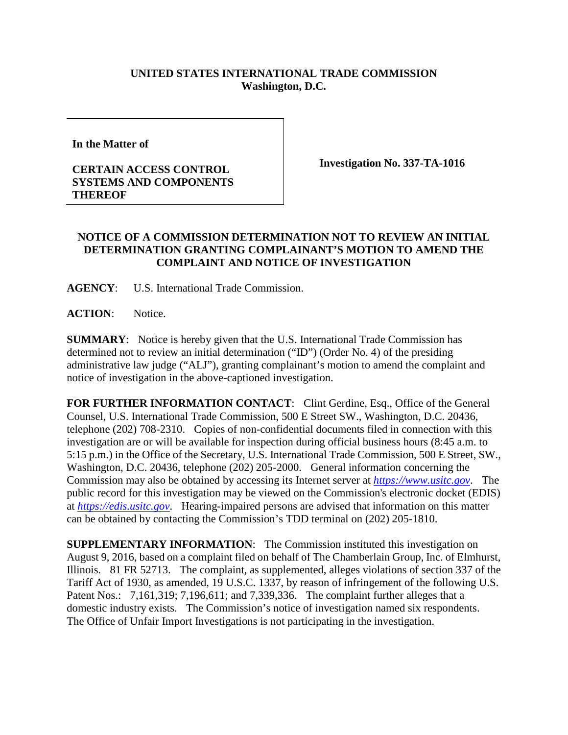**UNITED STATES INTERNATIONAL TRADE COMMISSION**
**Washington, D.C.**

**In the Matter of**

**CERTAIN ACCESS CONTROL SYSTEMS AND COMPONENTS THEREOF**

**Investigation No. 337-TA-1016**

**NOTICE OF A COMMISSION DETERMINATION NOT TO REVIEW AN INITIAL DETERMINATION GRANTING COMPLAINANT'S MOTION TO AMEND THE COMPLAINT AND NOTICE OF INVESTIGATION**

**AGENCY**: U.S. International Trade Commission.

**ACTION**: Notice.

**SUMMARY**: Notice is hereby given that the U.S. International Trade Commission has determined not to review an initial determination ("ID") (Order No. 4) of the presiding administrative law judge ("ALJ"), granting complainant's motion to amend the complaint and notice of investigation in the above-captioned investigation.

**FOR FURTHER INFORMATION CONTACT**: Clint Gerdine, Esq., Office of the General Counsel, U.S. International Trade Commission, 500 E Street SW., Washington, D.C. 20436, telephone (202) 708-2310. Copies of non-confidential documents filed in connection with this investigation are or will be available for inspection during official business hours (8:45 a.m. to 5:15 p.m.) in the Office of the Secretary, U.S. International Trade Commission, 500 E Street, SW., Washington, D.C. 20436, telephone (202) 205-2000. General information concerning the Commission may also be obtained by accessing its Internet server at *https://www.usitc.gov*. The public record for this investigation may be viewed on the Commission's electronic docket (EDIS) at *https://edis.usitc.gov*. Hearing-impaired persons are advised that information on this matter can be obtained by contacting the Commission's TDD terminal on (202) 205-1810.

**SUPPLEMENTARY INFORMATION**: The Commission instituted this investigation on August 9, 2016, based on a complaint filed on behalf of The Chamberlain Group, Inc. of Elmhurst, Illinois. 81 FR 52713. The complaint, as supplemented, alleges violations of section 337 of the Tariff Act of 1930, as amended, 19 U.S.C. 1337, by reason of infringement of the following U.S. Patent Nos.: 7,161,319; 7,196,611; and 7,339,336. The complaint further alleges that a domestic industry exists. The Commission's notice of investigation named six respondents. The Office of Unfair Import Investigations is not participating in the investigation.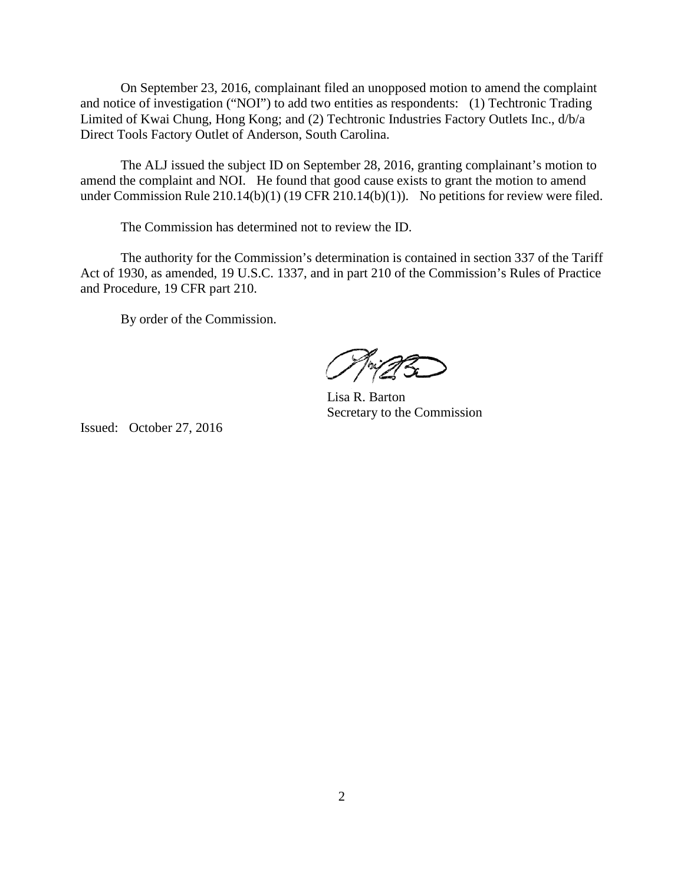On September 23, 2016, complainant filed an unopposed motion to amend the complaint and notice of investigation ("NOI") to add two entities as respondents: (1) Techtronic Trading Limited of Kwai Chung, Hong Kong; and (2) Techtronic Industries Factory Outlets Inc., d/b/a Direct Tools Factory Outlet of Anderson, South Carolina.

The ALJ issued the subject ID on September 28, 2016, granting complainant's motion to amend the complaint and NOI. He found that good cause exists to grant the motion to amend under Commission Rule 210.14(b)(1) (19 CFR 210.14(b)(1)). No petitions for review were filed.

The Commission has determined not to review the ID.

The authority for the Commission's determination is contained in section 337 of the Tariff Act of 1930, as amended, 19 U.S.C. 1337, and in part 210 of the Commission's Rules of Practice and Procedure, 19 CFR part 210.

By order of the Commission.

Lisa R. Barton
Secretary to the Commission

Issued: October 27, 2016